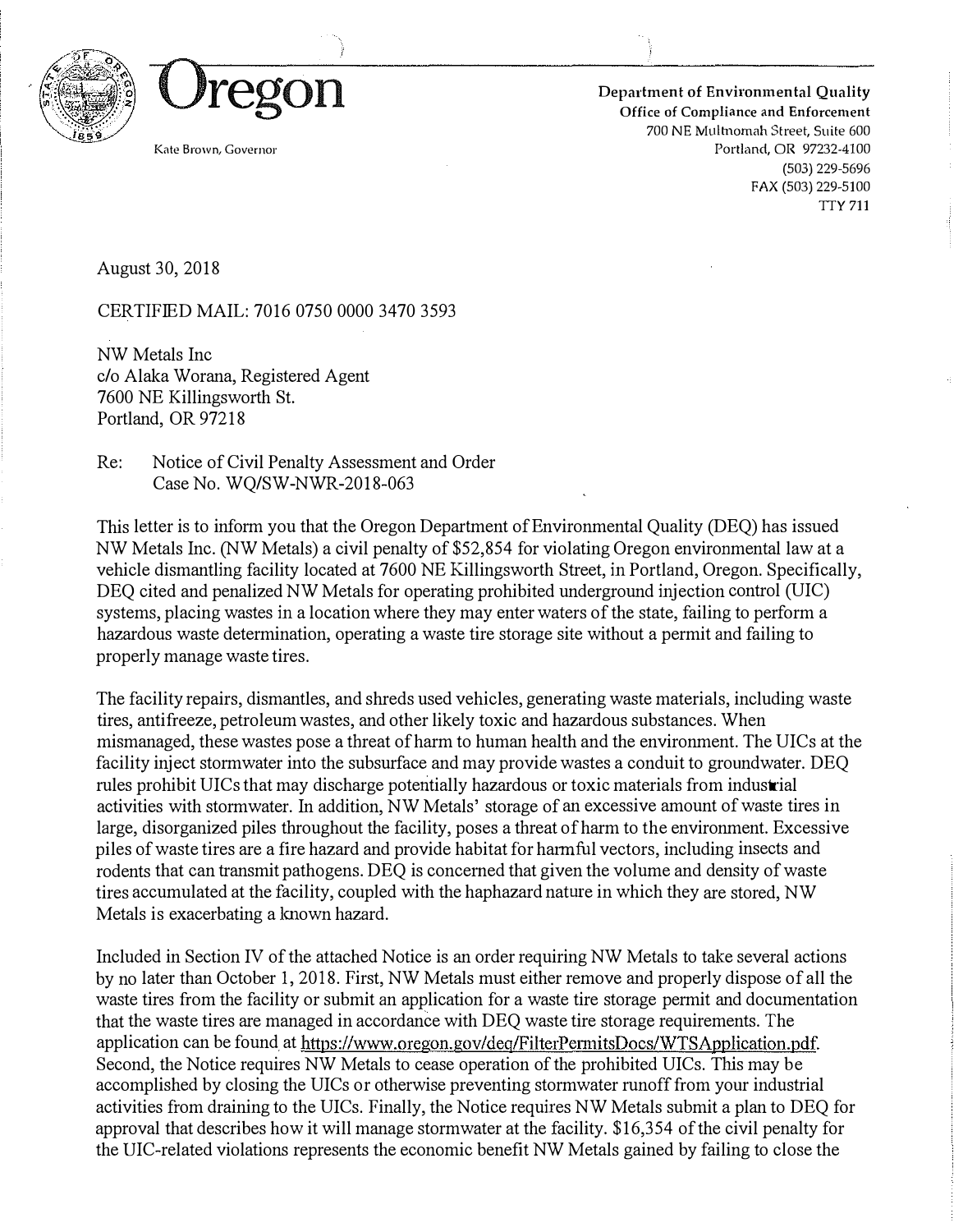# Oregon

Kate Brown, Governor

**Department of Environmental Quality**
**Office of Compliance and Enforcement**
700 NE Multnomah Street, Suite 600
Portland, OR 97232-4100
(503) 229-5696
FAX (503) 229-5100
TTY 711

August 30, 2018

CERTIFIED MAIL: 7016 0750 0000 3470 3593

NW Metals Inc
c/o Alaka Worana, Registered Agent
7600 NE Killingsworth St.
Portland, OR 97218

Re: Notice of Civil Penalty Assessment and Order
Case No. WQ/SW-NWR-2018-063

This letter is to inform you that the Oregon Department of Environmental Quality (DEQ) has issued NW Metals Inc. (NW Metals) a civil penalty of $52,854 for violating Oregon environmental law at a vehicle dismantling facility located at 7600 NE Killingsworth Street, in Portland, Oregon. Specifically, DEQ cited and penalized NW Metals for operating prohibited underground injection control (UIC) systems, placing wastes in a location where they may enter waters of the state, failing to perform a hazardous waste determination, operating a waste tire storage site without a permit and failing to properly manage waste tires.

The facility repairs, dismantles, and shreds used vehicles, generating waste materials, including waste tires, antifreeze, petroleum wastes, and other likely toxic and hazardous substances. When mismanaged, these wastes pose a threat of harm to human health and the environment. The UICs at the facility inject stormwater into the subsurface and may provide wastes a conduit to groundwater. DEQ rules prohibit UICs that may discharge potentially hazardous or toxic materials from industrial activities with stormwater. In addition, NW Metals' storage of an excessive amount of waste tires in large, disorganized piles throughout the facility, poses a threat of harm to the environment. Excessive piles of waste tires are a fire hazard and provide habitat for harmful vectors, including insects and rodents that can transmit pathogens. DEQ is concerned that given the volume and density of waste tires accumulated at the facility, coupled with the haphazard nature in which they are stored, NW Metals is exacerbating a known hazard.

Included in Section IV of the attached Notice is an order requiring NW Metals to take several actions by no later than October 1, 2018. First, NW Metals must either remove and properly dispose of all the waste tires from the facility or submit an application for a waste tire storage permit and documentation that the waste tires are managed in accordance with DEQ waste tire storage requirements. The application can be found at https://www.oregon.gov/deq/FilterPermitsDocs/WTSApplication.pdf. Second, the Notice requires NW Metals to cease operation of the prohibited UICs. This may be accomplished by closing the UICs or otherwise preventing stormwater runoff from your industrial activities from draining to the UICs. Finally, the Notice requires NW Metals submit a plan to DEQ for approval that describes how it will manage stormwater at the facility. $16,354 of the civil penalty for the UIC-related violations represents the economic benefit NW Metals gained by failing to close the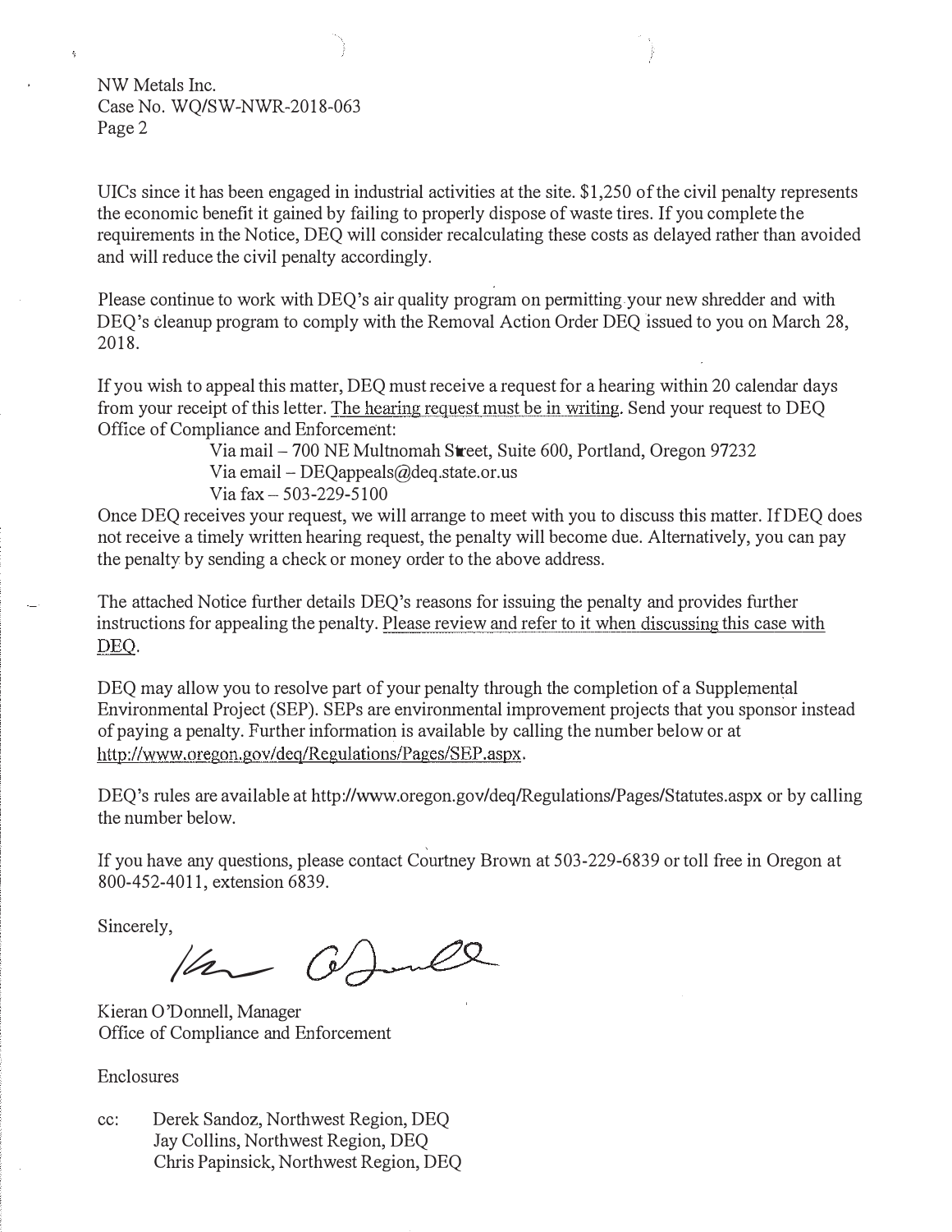UICs since it has been engaged in industrial activities at the site. $1,250 of the civil penalty represents the economic benefit it gained by failing to properly dispose of waste tires. If you complete the requirements in the Notice, DEQ will consider recalculating these costs as delayed rather than avoided and will reduce the civil penalty accordingly.

Please continue to work with DEQ's air quality program on permitting your new shredder and with DEQ's cleanup program to comply with the Removal Action Order DEQ issued to you on March 28, 2018.

If you wish to appeal this matter, DEQ must receive a request for a hearing within 20 calendar days from your receipt of this letter. The hearing request must be in writing. Send your request to DEQ Office of Compliance and Enforcement:

Via mail – 700 NE Multnomah Street, Suite 600, Portland, Oregon 97232
Via email – DEQappeals@deq.state.or.us
Via fax – 503-229-5100

Once DEQ receives your request, we will arrange to meet with you to discuss this matter. If DEQ does not receive a timely written hearing request, the penalty will become due. Alternatively, you can pay the penalty by sending a check or money order to the above address.

The attached Notice further details DEQ's reasons for issuing the penalty and provides further instructions for appealing the penalty. Please review and refer to it when discussing this case with DEQ.

DEQ may allow you to resolve part of your penalty through the completion of a Supplemental Environmental Project (SEP). SEPs are environmental improvement projects that you sponsor instead of paying a penalty. Further information is available by calling the number below or at http://www.oregon.gov/deq/Regulations/Pages/SEP.aspx.

DEQ's rules are available at http://www.oregon.gov/deq/Regulations/Pages/Statutes.aspx or by calling the number below.

If you have any questions, please contact Courtney Brown at 503-229-6839 or toll free in Oregon at 800-452-4011, extension 6839.

Sincerely,

Kieran O'Donnell, Manager
Office of Compliance and Enforcement

Enclosures

cc: Derek Sandoz, Northwest Region, DEQ
Jay Collins, Northwest Region, DEQ
Chris Papinsick, Northwest Region, DEQ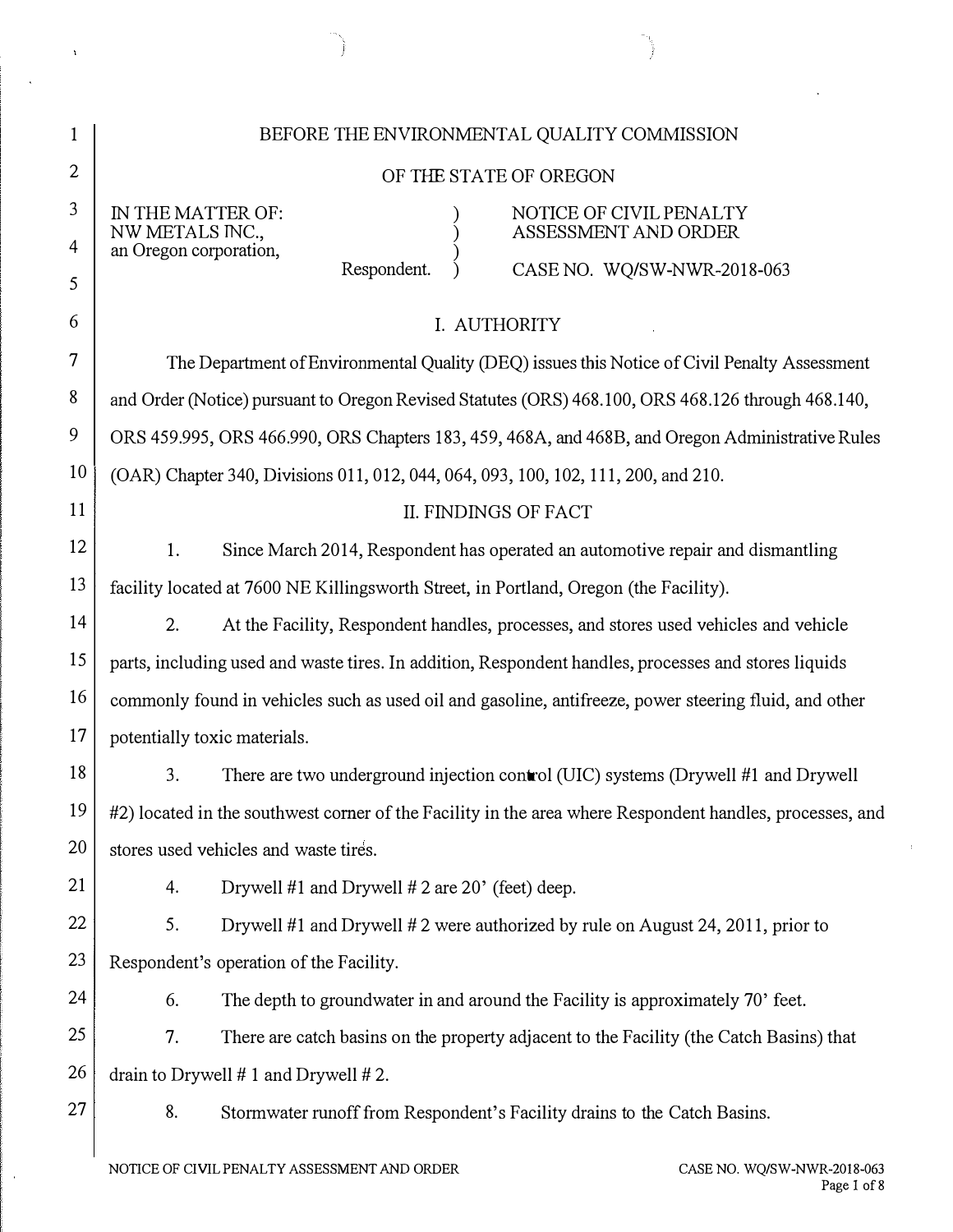BEFORE THE ENVIRONMENTAL QUALITY COMMISSION

OF THE STATE OF OREGON

| IN THE MATTER OF: NW METALS INC., an Oregon corporation, Respondent. | NOTICE OF CIVIL PENALTY ASSESSMENT AND ORDER CASE NO. WQ/SW-NWR-2018-063 |
|---|---|

## I. AUTHORITY

The Department of Environmental Quality (DEQ) issues this Notice of Civil Penalty Assessment and Order (Notice) pursuant to Oregon Revised Statutes (ORS) 468.100, ORS 468.126 through 468.140, ORS 459.995, ORS 466.990, ORS Chapters 183, 459, 468A, and 468B, and Oregon Administrative Rules (OAR) Chapter 340, Divisions 011, 012, 044, 064, 093, 100, 102, 111, 200, and 210.

## II. FINDINGS OF FACT

1. Since March 2014, Respondent has operated an automotive repair and dismantling facility located at 7600 NE Killingsworth Street, in Portland, Oregon (the Facility).

2. At the Facility, Respondent handles, processes, and stores used vehicles and vehicle parts, including used and waste tires. In addition, Respondent handles, processes and stores liquids commonly found in vehicles such as used oil and gasoline, antifreeze, power steering fluid, and other potentially toxic materials.

3. There are two underground injection control (UIC) systems (Drywell #1 and Drywell #2) located in the southwest corner of the Facility in the area where Respondent handles, processes, and stores used vehicles and waste tires.

4. Drywell #1 and Drywell # 2 are 20' (feet) deep.

5. Drywell #1 and Drywell # 2 were authorized by rule on August 24, 2011, prior to Respondent's operation of the Facility.

6. The depth to groundwater in and around the Facility is approximately 70' feet.

7. There are catch basins on the property adjacent to the Facility (the Catch Basins) that drain to Drywell # 1 and Drywell # 2.

8. Stormwater runoff from Respondent's Facility drains to the Catch Basins.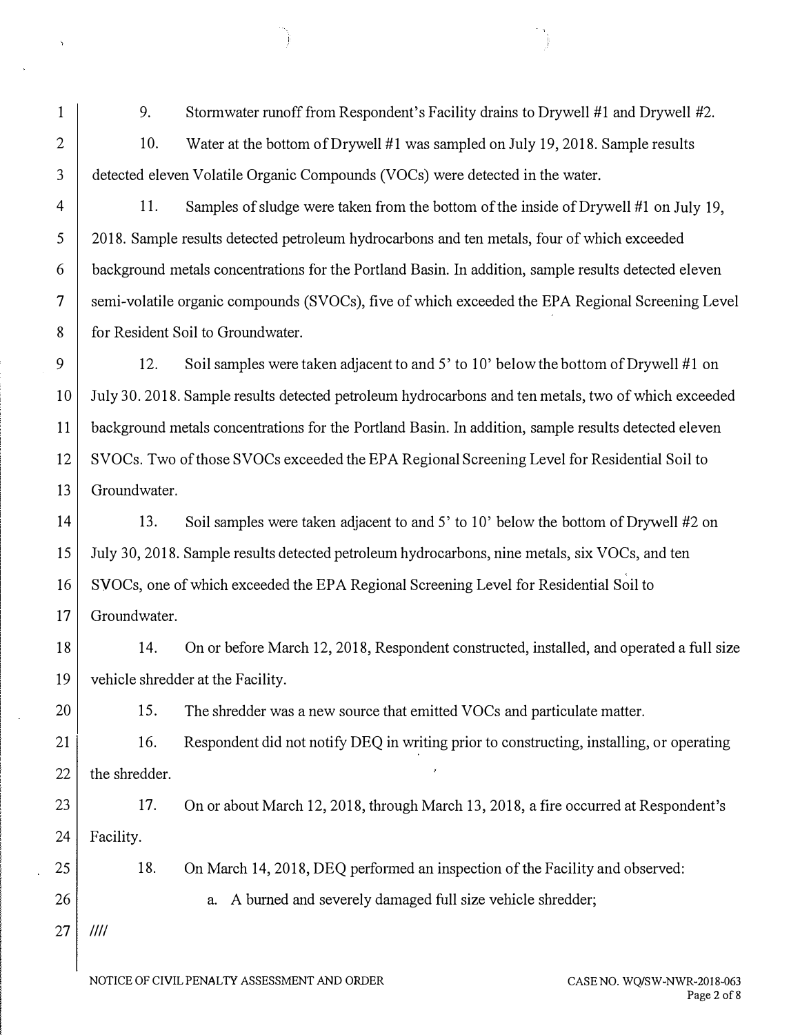9. Stormwater runoff from Respondent's Facility drains to Drywell #1 and Drywell #2.

10. Water at the bottom of Drywell #1 was sampled on July 19, 2018. Sample results detected eleven Volatile Organic Compounds (VOCs) were detected in the water.

11. Samples of sludge were taken from the bottom of the inside of Drywell #1 on July 19, 2018. Sample results detected petroleum hydrocarbons and ten metals, four of which exceeded background metals concentrations for the Portland Basin. In addition, sample results detected eleven semi-volatile organic compounds (SVOCs), five of which exceeded the EPA Regional Screening Level for Resident Soil to Groundwater.

12. Soil samples were taken adjacent to and 5' to 10' below the bottom of Drywell #1 on July 30. 2018. Sample results detected petroleum hydrocarbons and ten metals, two of which exceeded background metals concentrations for the Portland Basin. In addition, sample results detected eleven SVOCs. Two of those SVOCs exceeded the EPA Regional Screening Level for Residential Soil to Groundwater.

13. Soil samples were taken adjacent to and 5' to 10' below the bottom of Drywell #2 on July 30, 2018. Sample results detected petroleum hydrocarbons, nine metals, six VOCs, and ten SVOCs, one of which exceeded the EPA Regional Screening Level for Residential Soil to Groundwater.

14. On or before March 12, 2018, Respondent constructed, installed, and operated a full size vehicle shredder at the Facility.

15. The shredder was a new source that emitted VOCs and particulate matter.

16. Respondent did not notify DEQ in writing prior to constructing, installing, or operating the shredder.

17. On or about March 12, 2018, through March 13, 2018, a fire occurred at Respondent's Facility.

18. On March 14, 2018, DEQ performed an inspection of the Facility and observed:

a. A burned and severely damaged full size vehicle shredder;

////

NOTICE OF CIVIL PENALTY ASSESSMENT AND ORDER — CASE NO. WQ/SW-NWR-2018-063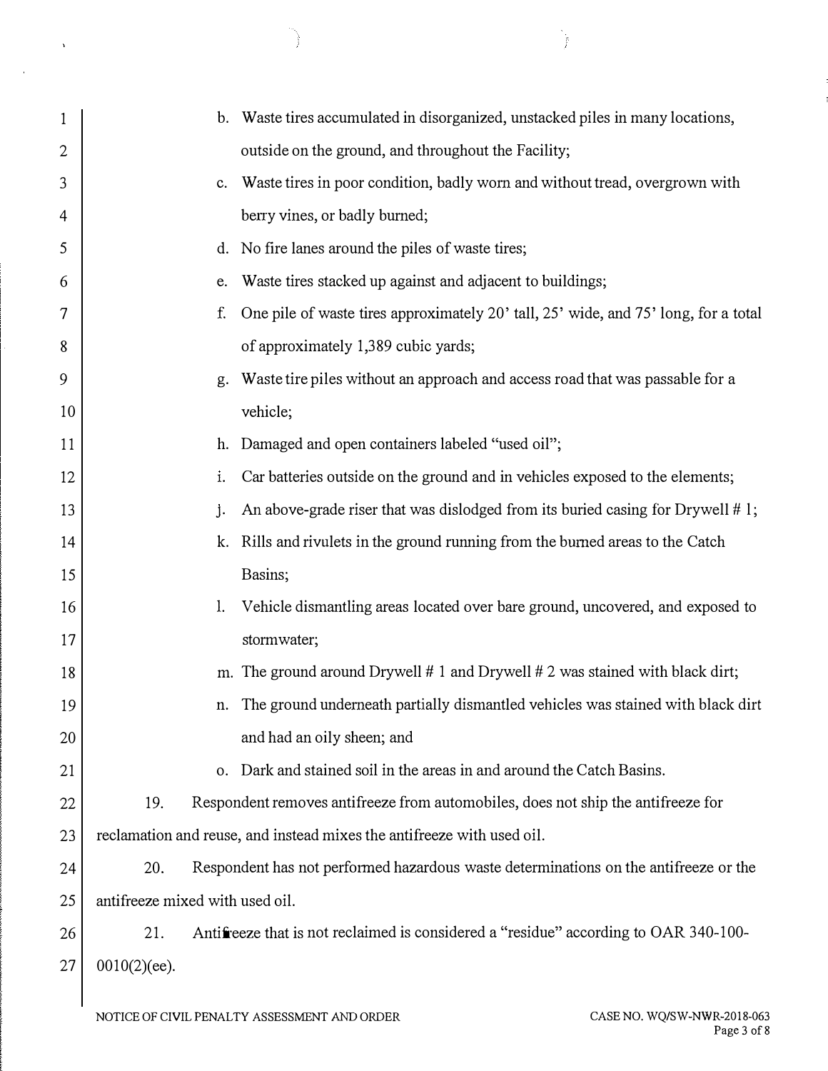b. Waste tires accumulated in disorganized, unstacked piles in many locations, outside on the ground, and throughout the Facility;

c. Waste tires in poor condition, badly worn and without tread, overgrown with berry vines, or badly burned;

d. No fire lanes around the piles of waste tires;

e. Waste tires stacked up against and adjacent to buildings;

f. One pile of waste tires approximately 20' tall, 25' wide, and 75' long, for a total of approximately 1,389 cubic yards;

g. Waste tire piles without an approach and access road that was passable for a vehicle;

h. Damaged and open containers labeled "used oil";

i. Car batteries outside on the ground and in vehicles exposed to the elements;

j. An above-grade riser that was dislodged from its buried casing for Drywell # 1;

k. Rills and rivulets in the ground running from the burned areas to the Catch Basins;

l. Vehicle dismantling areas located over bare ground, uncovered, and exposed to stormwater;

m. The ground around Drywell # 1 and Drywell # 2 was stained with black dirt;

n. The ground underneath partially dismantled vehicles was stained with black dirt and had an oily sheen; and

o. Dark and stained soil in the areas in and around the Catch Basins.

19. Respondent removes antifreeze from automobiles, does not ship the antifreeze for reclamation and reuse, and instead mixes the antifreeze with used oil.

20. Respondent has not performed hazardous waste determinations on the antifreeze or the antifreeze mixed with used oil.

21. Antifreeze that is not reclaimed is considered a "residue" according to OAR 340-100-0010(2)(ee).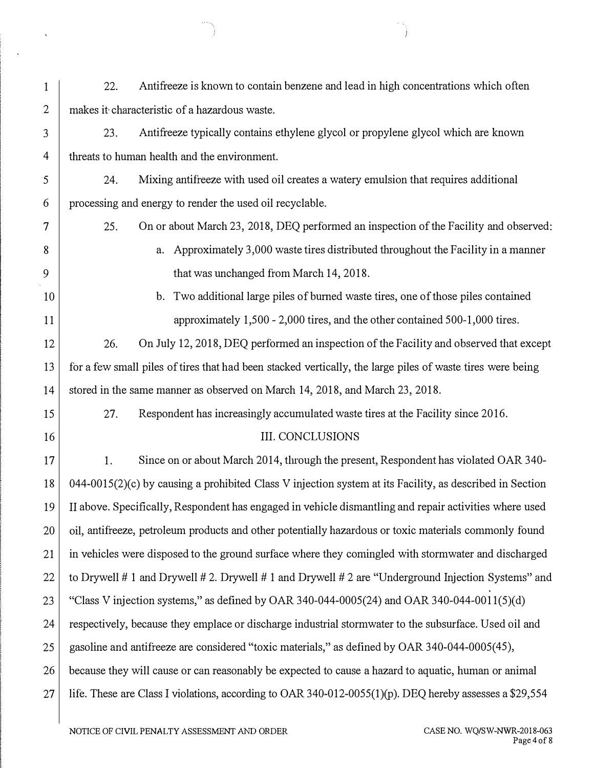22. Antifreeze is known to contain benzene and lead in high concentrations which often makes it characteristic of a hazardous waste.

23. Antifreeze typically contains ethylene glycol or propylene glycol which are known threats to human health and the environment.

24. Mixing antifreeze with used oil creates a watery emulsion that requires additional processing and energy to render the used oil recyclable.

25. On or about March 23, 2018, DEQ performed an inspection of the Facility and observed:

   a. Approximately 3,000 waste tires distributed throughout the Facility in a manner that was unchanged from March 14, 2018.

   b. Two additional large piles of burned waste tires, one of those piles contained approximately 1,500 - 2,000 tires, and the other contained 500-1,000 tires.

26. On July 12, 2018, DEQ performed an inspection of the Facility and observed that except for a few small piles of tires that had been stacked vertically, the large piles of waste tires were being stored in the same manner as observed on March 14, 2018, and March 23, 2018.

27. Respondent has increasingly accumulated waste tires at the Facility since 2016.

## III. CONCLUSIONS

1. Since on or about March 2014, through the present, Respondent has violated OAR 340-044-0015(2)(c) by causing a prohibited Class V injection system at its Facility, as described in Section II above. Specifically, Respondent has engaged in vehicle dismantling and repair activities where used oil, antifreeze, petroleum products and other potentially hazardous or toxic materials commonly found in vehicles were disposed to the ground surface where they comingled with stormwater and discharged to Drywell # 1 and Drywell # 2. Drywell # 1 and Drywell # 2 are "Underground Injection Systems" and "Class V injection systems," as defined by OAR 340-044-0005(24) and OAR 340-044-0011(5)(d) respectively, because they emplace or discharge industrial stormwater to the subsurface. Used oil and gasoline and antifreeze are considered "toxic materials," as defined by OAR 340-044-0005(45), because they will cause or can reasonably be expected to cause a hazard to aquatic, human or animal life. These are Class I violations, according to OAR 340-012-0055(1)(p). DEQ hereby assesses a $29,554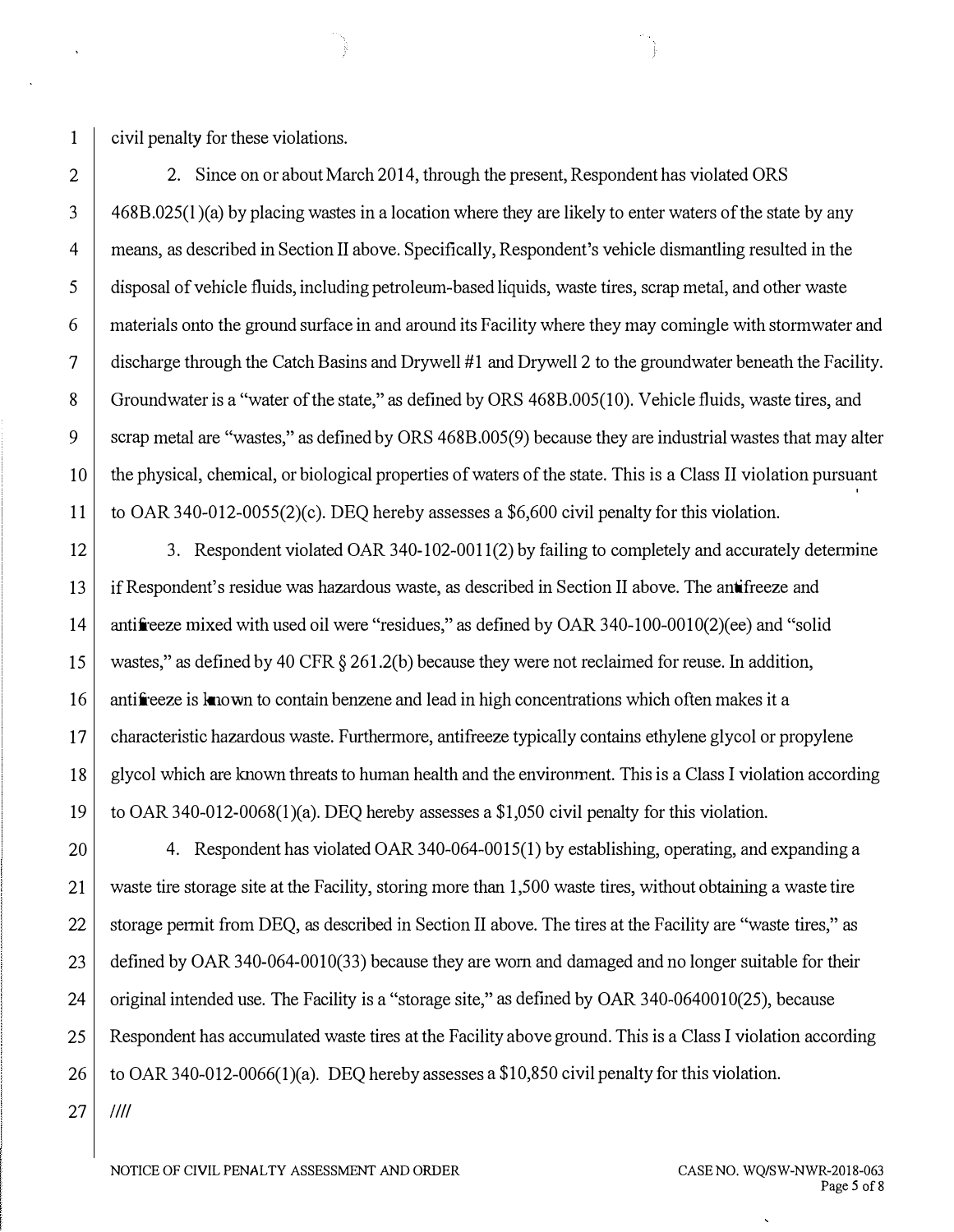civil penalty for these violations.

2. Since on or about March 2014, through the present, Respondent has violated ORS 468B.025(1)(a) by placing wastes in a location where they are likely to enter waters of the state by any means, as described in Section II above. Specifically, Respondent's vehicle dismantling resulted in the disposal of vehicle fluids, including petroleum-based liquids, waste tires, scrap metal, and other waste materials onto the ground surface in and around its Facility where they may comingle with stormwater and discharge through the Catch Basins and Drywell #1 and Drywell 2 to the groundwater beneath the Facility. Groundwater is a "water of the state," as defined by ORS 468B.005(10). Vehicle fluids, waste tires, and scrap metal are "wastes," as defined by ORS 468B.005(9) because they are industrial wastes that may alter the physical, chemical, or biological properties of waters of the state. This is a Class II violation pursuant to OAR 340-012-0055(2)(c). DEQ hereby assesses a $6,600 civil penalty for this violation.

3. Respondent violated OAR 340-102-0011(2) by failing to completely and accurately determine if Respondent's residue was hazardous waste, as described in Section II above. The antifreeze and antifreeze mixed with used oil were "residues," as defined by OAR 340-100-0010(2)(ee) and "solid wastes," as defined by 40 CFR § 261.2(b) because they were not reclaimed for reuse. In addition, antifreeze is known to contain benzene and lead in high concentrations which often makes it a characteristic hazardous waste. Furthermore, antifreeze typically contains ethylene glycol or propylene glycol which are known threats to human health and the environment. This is a Class I violation according to OAR 340-012-0068(1)(a). DEQ hereby assesses a $1,050 civil penalty for this violation.

4. Respondent has violated OAR 340-064-0015(1) by establishing, operating, and expanding a waste tire storage site at the Facility, storing more than 1,500 waste tires, without obtaining a waste tire storage permit from DEQ, as described in Section II above. The tires at the Facility are "waste tires," as defined by OAR 340-064-0010(33) because they are worn and damaged and no longer suitable for their original intended use. The Facility is a "storage site," as defined by OAR 340-0640010(25), because Respondent has accumulated waste tires at the Facility above ground. This is a Class I violation according to OAR 340-012-0066(1)(a). DEQ hereby assesses a $10,850 civil penalty for this violation.

////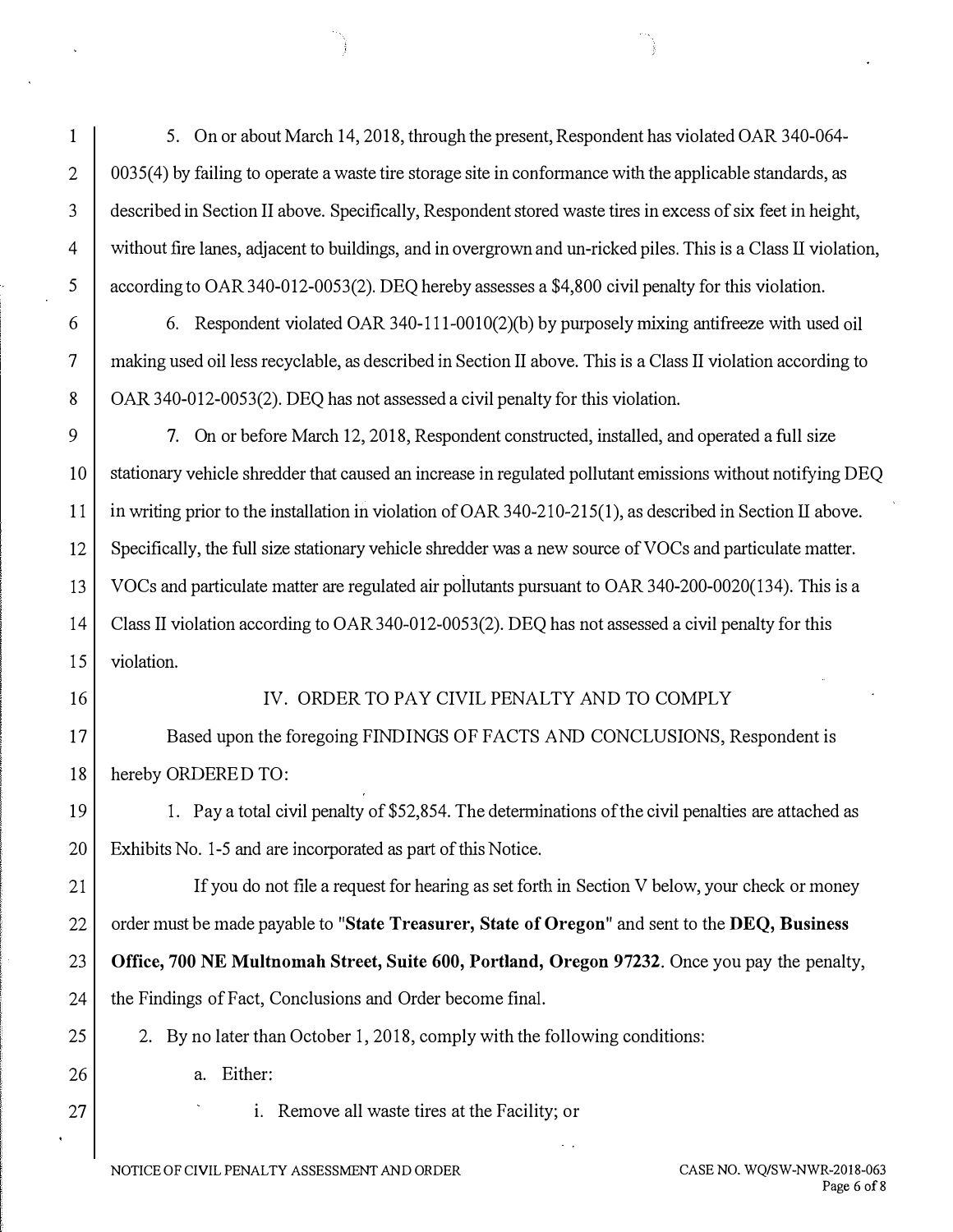5. On or about March 14, 2018, through the present, Respondent has violated OAR 340-064-0035(4) by failing to operate a waste tire storage site in conformance with the applicable standards, as described in Section II above. Specifically, Respondent stored waste tires in excess of six feet in height, without fire lanes, adjacent to buildings, and in overgrown and un-ricked piles. This is a Class II violation, according to OAR 340-012-0053(2). DEQ hereby assesses a $4,800 civil penalty for this violation.

6. Respondent violated OAR 340-111-0010(2)(b) by purposely mixing antifreeze with used oil making used oil less recyclable, as described in Section II above. This is a Class II violation according to OAR 340-012-0053(2). DEQ has not assessed a civil penalty for this violation.

7. On or before March 12, 2018, Respondent constructed, installed, and operated a full size stationary vehicle shredder that caused an increase in regulated pollutant emissions without notifying DEQ in writing prior to the installation in violation of OAR 340-210-215(1), as described in Section II above. Specifically, the full size stationary vehicle shredder was a new source of VOCs and particulate matter. VOCs and particulate matter are regulated air pollutants pursuant to OAR 340-200-0020(134). This is a Class II violation according to OAR 340-012-0053(2). DEQ has not assessed a civil penalty for this violation.

## IV. ORDER TO PAY CIVIL PENALTY AND TO COMPLY

Based upon the foregoing FINDINGS OF FACTS AND CONCLUSIONS, Respondent is hereby ORDERED TO:

1. Pay a total civil penalty of $52,854. The determinations of the civil penalties are attached as Exhibits No. 1-5 and are incorporated as part of this Notice.

   If you do not file a request for hearing as set forth in Section V below, your check or money order must be made payable to "**State Treasurer, State of Oregon**" and sent to the **DEQ, Business Office, 700 NE Multnomah Street, Suite 600, Portland, Oregon 97232**. Once you pay the penalty, the Findings of Fact, Conclusions and Order become final.

2. By no later than October 1, 2018, comply with the following conditions:

   a. Either:

      i. Remove all waste tires at the Facility; or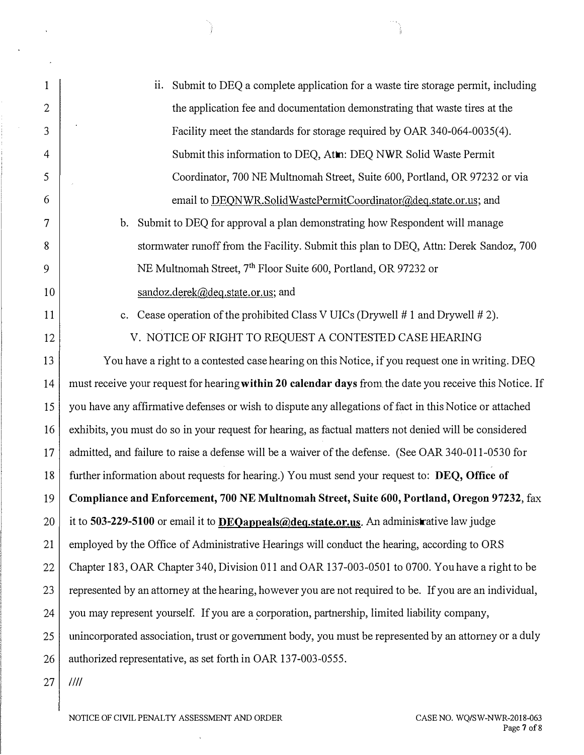ii. Submit to DEQ a complete application for a waste tire storage permit, including the application fee and documentation demonstrating that waste tires at the Facility meet the standards for storage required by OAR 340-064-0035(4). Submit this information to DEQ, Attn: DEQ NWR Solid Waste Permit Coordinator, 700 NE Multnomah Street, Suite 600, Portland, OR 97232 or via email to DEQNWR.SolidWastePermitCoordinator@deq.state.or.us; and

b. Submit to DEQ for approval a plan demonstrating how Respondent will manage stormwater runoff from the Facility. Submit this plan to DEQ, Attn: Derek Sandoz, 700 NE Multnomah Street, 7th Floor Suite 600, Portland, OR 97232 or sandoz.derek@deq.state.or.us; and

c. Cease operation of the prohibited Class V UICs (Drywell # 1 and Drywell # 2).

## V. NOTICE OF RIGHT TO REQUEST A CONTESTED CASE HEARING

You have a right to a contested case hearing on this Notice, if you request one in writing. DEQ must receive your request for hearing **within 20 calendar days** from the date you receive this Notice. If you have any affirmative defenses or wish to dispute any allegations of fact in this Notice or attached exhibits, you must do so in your request for hearing, as factual matters not denied will be considered admitted, and failure to raise a defense will be a waiver of the defense. (See OAR 340-011-0530 for further information about requests for hearing.) You must send your request to: **DEQ, Office of Compliance and Enforcement, 700 NE Multnomah Street, Suite 600, Portland, Oregon 97232**, fax it to **503-229-5100** or email it to **DEQappeals@deq.state.or.us**. An administrative law judge employed by the Office of Administrative Hearings will conduct the hearing, according to ORS Chapter 183, OAR Chapter 340, Division 011 and OAR 137-003-0501 to 0700. You have a right to be represented by an attorney at the hearing, however you are not required to be. If you are an individual, you may represent yourself. If you are a corporation, partnership, limited liability company, unincorporated association, trust or government body, you must be represented by an attorney or a duly authorized representative, as set forth in OAR 137-003-0555.

////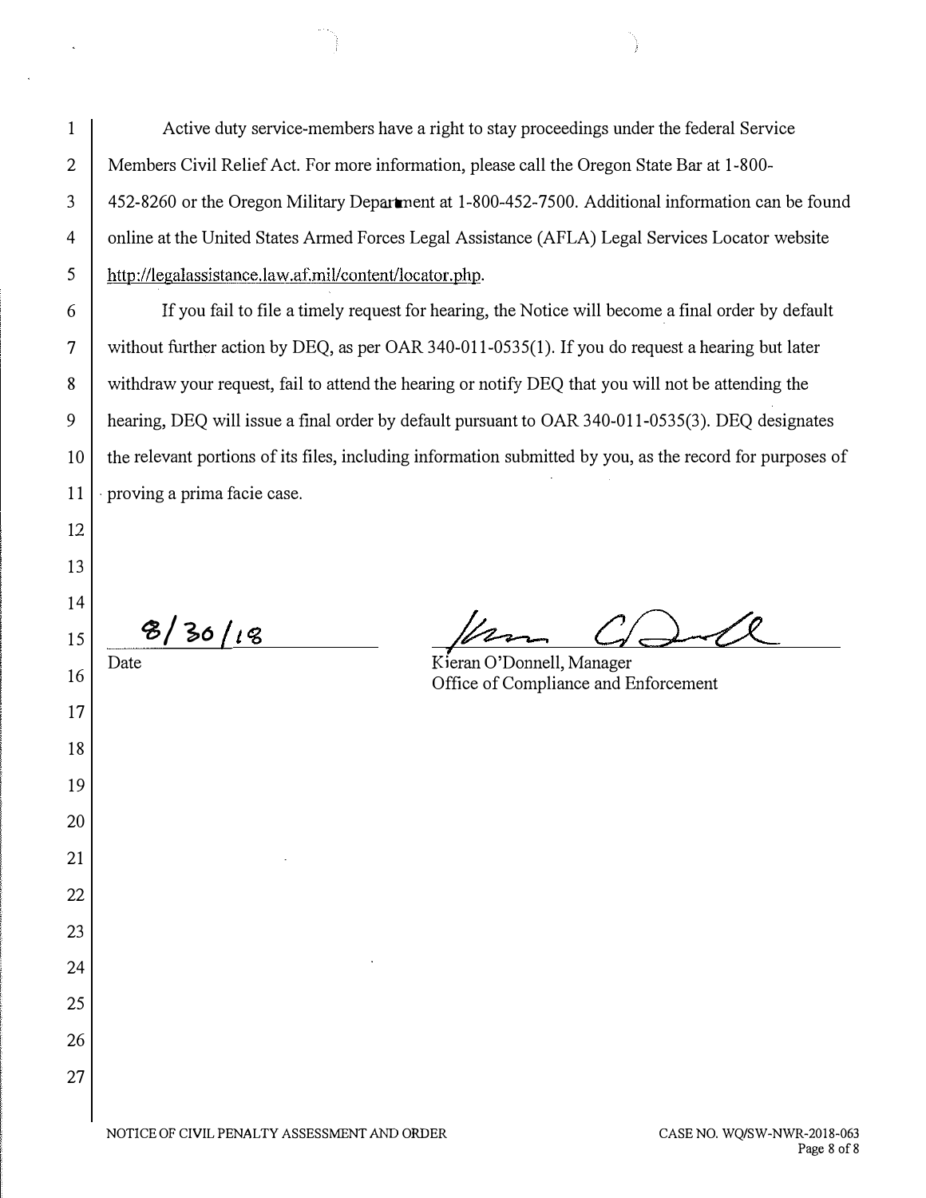Active duty service-members have a right to stay proceedings under the federal Service Members Civil Relief Act. For more information, please call the Oregon State Bar at 1-800-452-8260 or the Oregon Military Department at 1-800-452-7500. Additional information can be found online at the United States Armed Forces Legal Assistance (AFLA) Legal Services Locator website http://legalassistance.law.af.mil/content/locator.php.

If you fail to file a timely request for hearing, the Notice will become a final order by default without further action by DEQ, as per OAR 340-011-0535(1). If you do request a hearing but later withdraw your request, fail to attend the hearing or notify DEQ that you will not be attending the hearing, DEQ will issue a final order by default pursuant to OAR 340-011-0535(3). DEQ designates the relevant portions of its files, including information submitted by you, as the record for purposes of proving a prima facie case.

8/30/18
Date

Kieran O'Donnell, Manager
Office of Compliance and Enforcement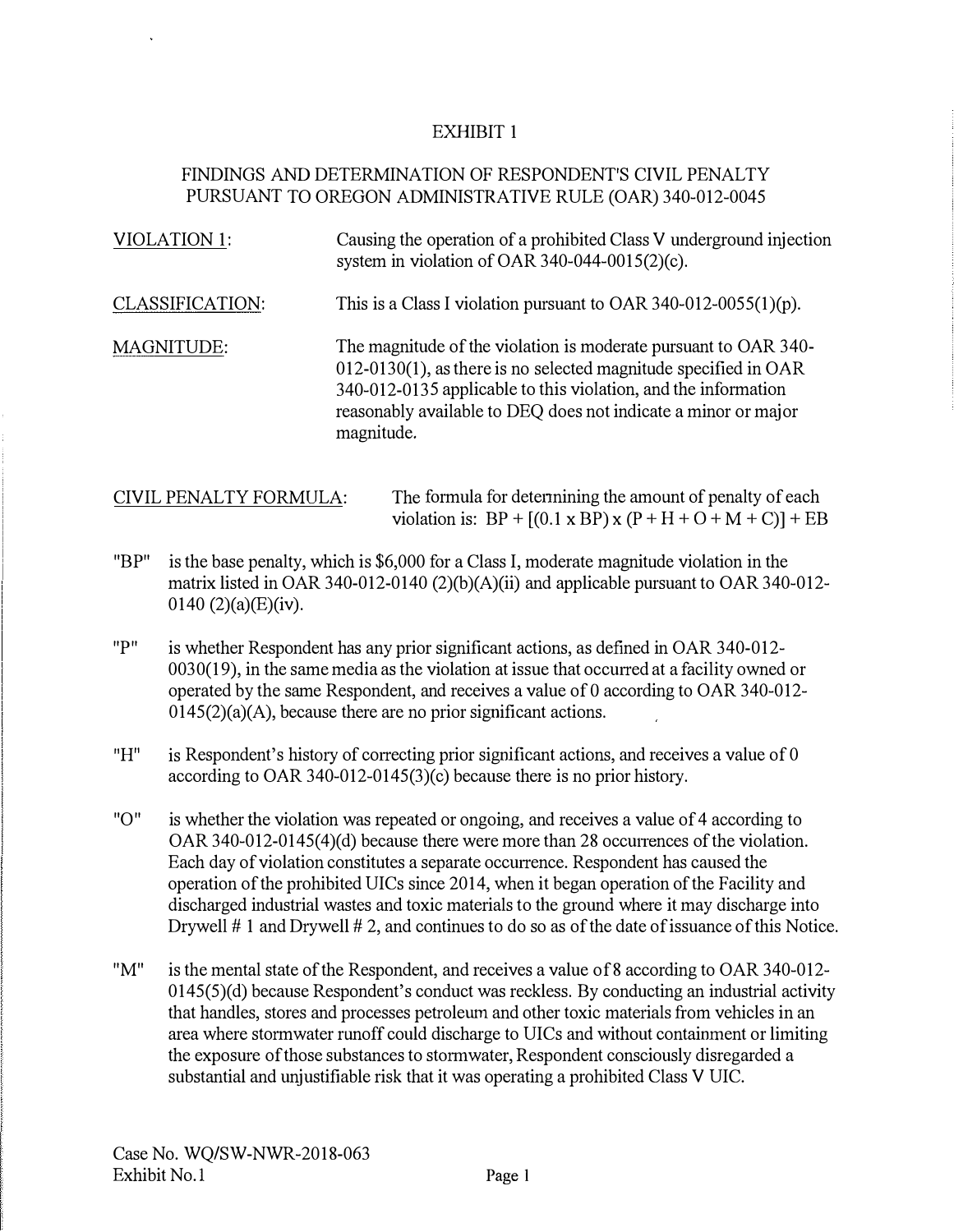EXHIBIT 1

FINDINGS AND DETERMINATION OF RESPONDENT'S CIVIL PENALTY PURSUANT TO OREGON ADMINISTRATIVE RULE (OAR) 340-012-0045

VIOLATION 1: Causing the operation of a prohibited Class V underground injection system in violation of OAR 340-044-0015(2)(c).

CLASSIFICATION: This is a Class I violation pursuant to OAR 340-012-0055(1)(p).

MAGNITUDE: The magnitude of the violation is moderate pursuant to OAR 340-012-0130(1), as there is no selected magnitude specified in OAR 340-012-0135 applicable to this violation, and the information reasonably available to DEQ does not indicate a minor or major magnitude.

CIVIL PENALTY FORMULA: The formula for determining the amount of penalty of each violation is: $BP + [(0.1 \times BP) \times (P + H + O + M + C)] + EB$

"BP" is the base penalty, which is $6,000 for a Class I, moderate magnitude violation in the matrix listed in OAR 340-012-0140 (2)(b)(A)(ii) and applicable pursuant to OAR 340-012-0140 (2)(a)(E)(iv).

"P" is whether Respondent has any prior significant actions, as defined in OAR 340-012-0030(19), in the same media as the violation at issue that occurred at a facility owned or operated by the same Respondent, and receives a value of 0 according to OAR 340-012-0145(2)(a)(A), because there are no prior significant actions.

"H" is Respondent's history of correcting prior significant actions, and receives a value of 0 according to OAR 340-012-0145(3)(c) because there is no prior history.

"O" is whether the violation was repeated or ongoing, and receives a value of 4 according to OAR 340-012-0145(4)(d) because there were more than 28 occurrences of the violation. Each day of violation constitutes a separate occurrence. Respondent has caused the operation of the prohibited UICs since 2014, when it began operation of the Facility and discharged industrial wastes and toxic materials to the ground where it may discharge into Drywell # 1 and Drywell # 2, and continues to do so as of the date of issuance of this Notice.

"M" is the mental state of the Respondent, and receives a value of 8 according to OAR 340-012-0145(5)(d) because Respondent's conduct was reckless. By conducting an industrial activity that handles, stores and processes petroleum and other toxic materials from vehicles in an area where stormwater runoff could discharge to UICs and without containment or limiting the exposure of those substances to stormwater, Respondent consciously disregarded a substantial and unjustifiable risk that it was operating a prohibited Class V UIC.

Case No. WQ/SW-NWR-2018-063
Exhibit No.1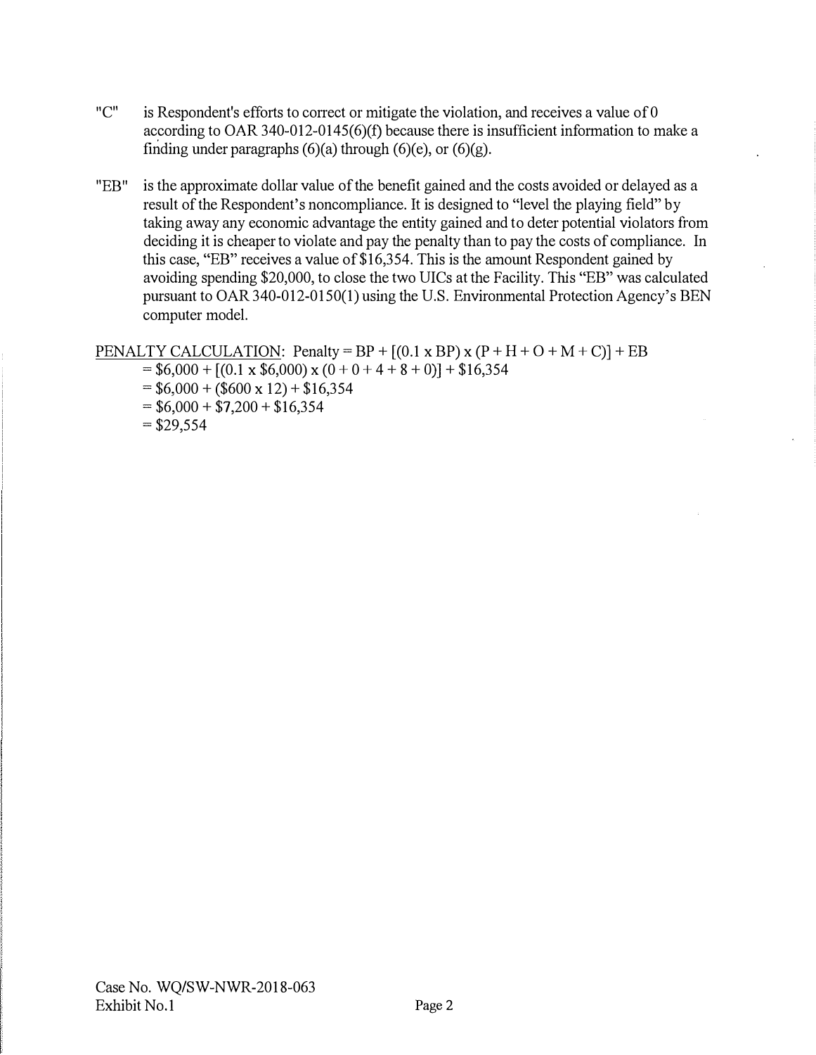"C" is Respondent's efforts to correct or mitigate the violation, and receives a value of 0 according to OAR 340-012-0145(6)(f) because there is insufficient information to make a finding under paragraphs (6)(a) through (6)(e), or (6)(g).

"EB" is the approximate dollar value of the benefit gained and the costs avoided or delayed as a result of the Respondent's noncompliance. It is designed to "level the playing field" by taking away any economic advantage the entity gained and to deter potential violators from deciding it is cheaper to violate and pay the penalty than to pay the costs of compliance. In this case, "EB" receives a value of $16,354. This is the amount Respondent gained by avoiding spending $20,000, to close the two UICs at the Facility. This "EB" was calculated pursuant to OAR 340-012-0150(1) using the U.S. Environmental Protection Agency's BEN computer model.

<u>PENALTY CALCULATION</u>: Penalty = BP + [(0.1 x BP) x (P + H + O + M + C)] + EB
= $6,000 + [(0.1 x $6,000) x (0 + 0 + 4 + 8 + 0)] + $16,354
= $6,000 + ($600 x 12) + $16,354
= $6,000 + $7,200 + $16,354
= $29,554

Case No. WQ/SW-NWR-2018-063
Exhibit No.1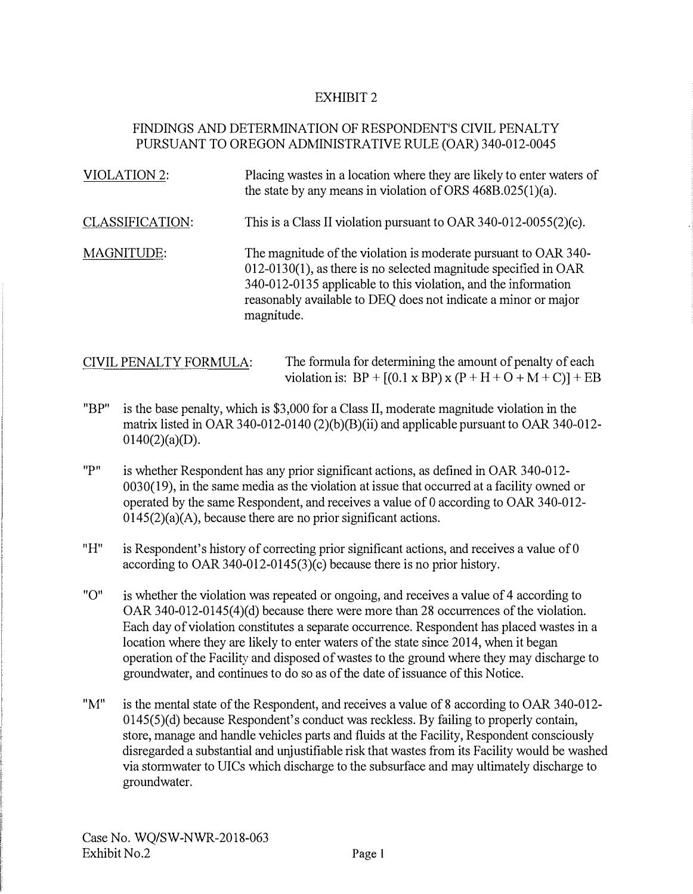# EXHIBIT 2

## FINDINGS AND DETERMINATION OF RESPONDENT'S CIVIL PENALTY PURSUANT TO OREGON ADMINISTRATIVE RULE (OAR) 340-012-0045

VIOLATION 2: Placing wastes in a location where they are likely to enter waters of the state by any means in violation of ORS 468B.025(1)(a).

CLASSIFICATION: This is a Class II violation pursuant to OAR 340-012-0055(2)(c).

MAGNITUDE: The magnitude of the violation is moderate pursuant to OAR 340-012-0130(1), as there is no selected magnitude specified in OAR 340-012-0135 applicable to this violation, and the information reasonably available to DEQ does not indicate a minor or major magnitude.

CIVIL PENALTY FORMULA: The formula for determining the amount of penalty of each violation is: $BP + [(0.1 \times BP) \times (P + H + O + M + C)] + EB$

"BP" is the base penalty, which is $3,000 for a Class II, moderate magnitude violation in the matrix listed in OAR 340-012-0140 (2)(b)(B)(ii) and applicable pursuant to OAR 340-012-0140(2)(a)(D).

"P" is whether Respondent has any prior significant actions, as defined in OAR 340-012-0030(19), in the same media as the violation at issue that occurred at a facility owned or operated by the same Respondent, and receives a value of 0 according to OAR 340-012-0145(2)(a)(A), because there are no prior significant actions.

"H" is Respondent's history of correcting prior significant actions, and receives a value of 0 according to OAR 340-012-0145(3)(c) because there is no prior history.

"O" is whether the violation was repeated or ongoing, and receives a value of 4 according to OAR 340-012-0145(4)(d) because there were more than 28 occurrences of the violation. Each day of violation constitutes a separate occurrence. Respondent has placed wastes in a location where they are likely to enter waters of the state since 2014, when it began operation of the Facility and disposed of wastes to the ground where they may discharge to groundwater, and continues to do so as of the date of issuance of this Notice.

"M" is the mental state of the Respondent, and receives a value of 8 according to OAR 340-012-0145(5)(d) because Respondent's conduct was reckless. By failing to properly contain, store, manage and handle vehicles parts and fluids at the Facility, Respondent consciously disregarded a substantial and unjustifiable risk that wastes from its Facility would be washed via stormwater to UICs which discharge to the subsurface and may ultimately discharge to groundwater.

Case No. WQ/SW-NWR-2018-063
Exhibit No.2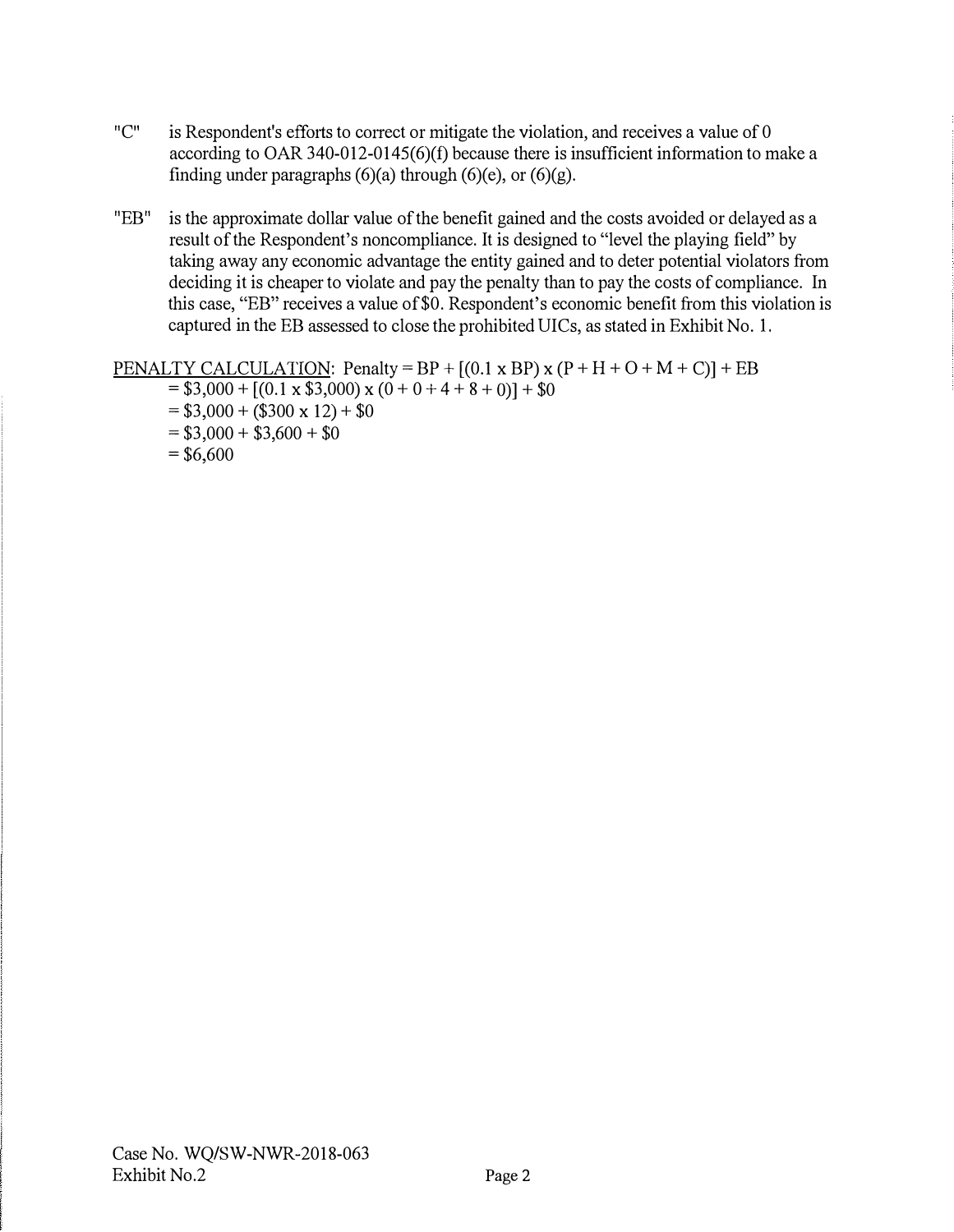"C" is Respondent's efforts to correct or mitigate the violation, and receives a value of 0 according to OAR 340-012-0145(6)(f) because there is insufficient information to make a finding under paragraphs (6)(a) through (6)(e), or (6)(g).

"EB" is the approximate dollar value of the benefit gained and the costs avoided or delayed as a result of the Respondent's noncompliance. It is designed to "level the playing field" by taking away any economic advantage the entity gained and to deter potential violators from deciding it is cheaper to violate and pay the penalty than to pay the costs of compliance. In this case, "EB" receives a value of $0. Respondent's economic benefit from this violation is captured in the EB assessed to close the prohibited UICs, as stated in Exhibit No. 1.

PENALTY CALCULATION: Penalty = BP + [(0.1 x BP) x (P + H + O + M + C)] + EB
= $3,000 + [(0.1 x $3,000) x (0 + 0 + 4 + 8 + 0)] + $0
= $3,000 + ($300 x 12) + $0
= $3,000 + $3,600 + $0
= $6,600

Case No. WQ/SW-NWR-2018-063
Exhibit No.2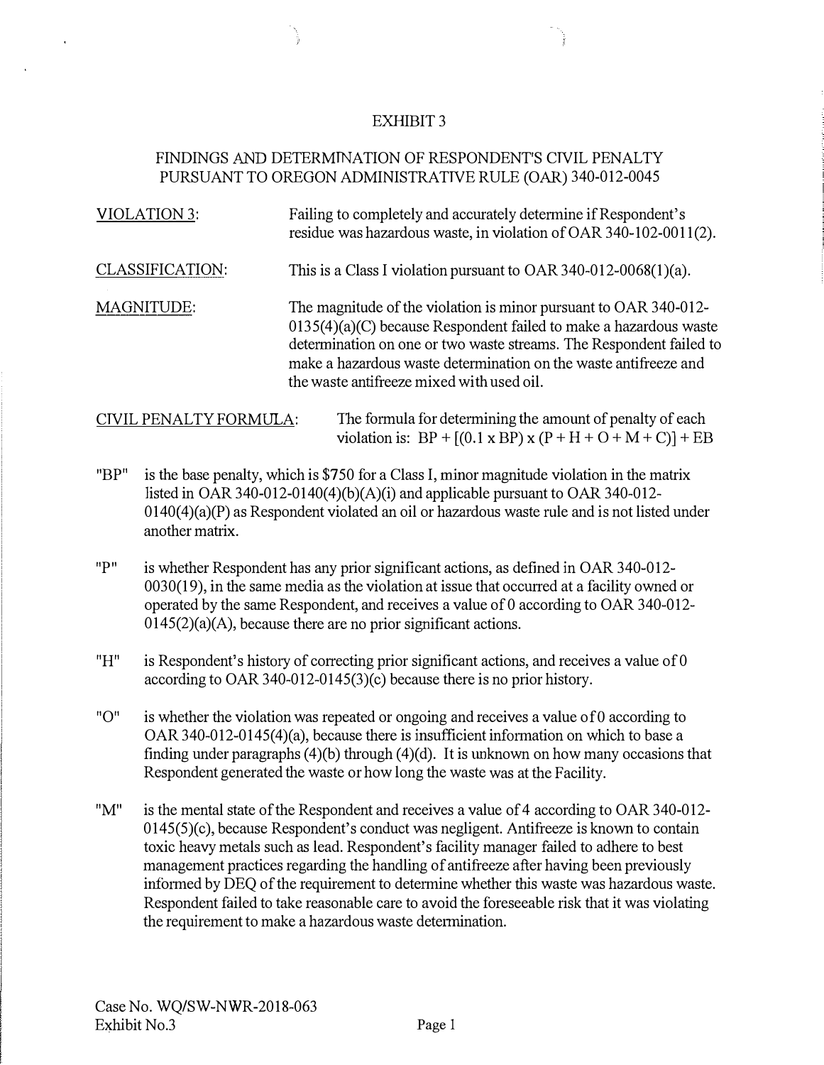# EXHIBIT 3

## FINDINGS AND DETERMINATION OF RESPONDENT'S CIVIL PENALTY PURSUANT TO OREGON ADMINISTRATIVE RULE (OAR) 340-012-0045

VIOLATION 3: Failing to completely and accurately determine if Respondent's residue was hazardous waste, in violation of OAR 340-102-0011(2).

CLASSIFICATION: This is a Class I violation pursuant to OAR 340-012-0068(1)(a).

MAGNITUDE: The magnitude of the violation is minor pursuant to OAR 340-012-0135(4)(a)(C) because Respondent failed to make a hazardous waste determination on one or two waste streams. The Respondent failed to make a hazardous waste determination on the waste antifreeze and the waste antifreeze mixed with used oil.

CIVIL PENALTY FORMULA: The formula for determining the amount of penalty of each violation is: $BP + [(0.1 \times BP) \times (P + H + O + M + C)] + EB$

"BP" is the base penalty, which is $750 for a Class I, minor magnitude violation in the matrix listed in OAR 340-012-0140(4)(b)(A)(i) and applicable pursuant to OAR 340-012-0140(4)(a)(P) as Respondent violated an oil or hazardous waste rule and is not listed under another matrix.

"P" is whether Respondent has any prior significant actions, as defined in OAR 340-012-0030(19), in the same media as the violation at issue that occurred at a facility owned or operated by the same Respondent, and receives a value of 0 according to OAR 340-012-0145(2)(a)(A), because there are no prior significant actions.

"H" is Respondent's history of correcting prior significant actions, and receives a value of 0 according to OAR 340-012-0145(3)(c) because there is no prior history.

"O" is whether the violation was repeated or ongoing and receives a value of 0 according to OAR 340-012-0145(4)(a), because there is insufficient information on which to base a finding under paragraphs (4)(b) through (4)(d). It is unknown on how many occasions that Respondent generated the waste or how long the waste was at the Facility.

"M" is the mental state of the Respondent and receives a value of 4 according to OAR 340-012-0145(5)(c), because Respondent's conduct was negligent. Antifreeze is known to contain toxic heavy metals such as lead. Respondent's facility manager failed to adhere to best management practices regarding the handling of antifreeze after having been previously informed by DEQ of the requirement to determine whether this waste was hazardous waste. Respondent failed to take reasonable care to avoid the foreseeable risk that it was violating the requirement to make a hazardous waste determination.

Case No. WQ/SW-NWR-2018-063
Exhibit No.3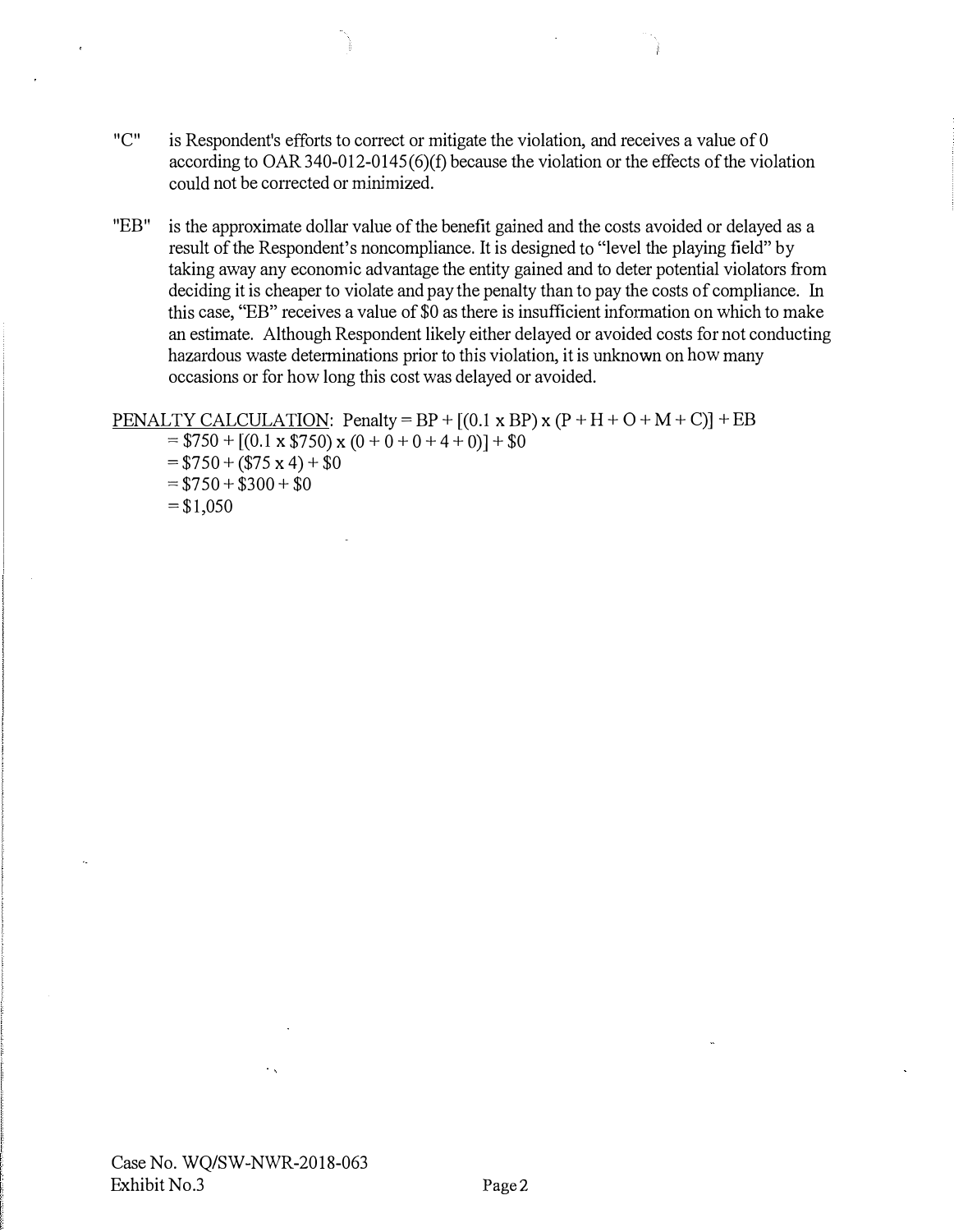"C" is Respondent's efforts to correct or mitigate the violation, and receives a value of 0 according to OAR 340-012-0145(6)(f) because the violation or the effects of the violation could not be corrected or minimized.

"EB" is the approximate dollar value of the benefit gained and the costs avoided or delayed as a result of the Respondent's noncompliance. It is designed to "level the playing field" by taking away any economic advantage the entity gained and to deter potential violators from deciding it is cheaper to violate and pay the penalty than to pay the costs of compliance. In this case, "EB" receives a value of $0 as there is insufficient information on which to make an estimate. Although Respondent likely either delayed or avoided costs for not conducting hazardous waste determinations prior to this violation, it is unknown on how many occasions or for how long this cost was delayed or avoided.

<u>PENALTY CALCULATION</u>: Penalty = BP + [(0.1 x BP) x (P + H + O + M + C)] + EB
= $750 + [(0.1 x $750) x (0 + 0 + 0 + 4 + 0)] + $0
= $750 + ($75 x 4) + $0
= $750 + $300 + $0
= $1,050

Case No. WQ/SW-NWR-2018-063
Exhibit No.3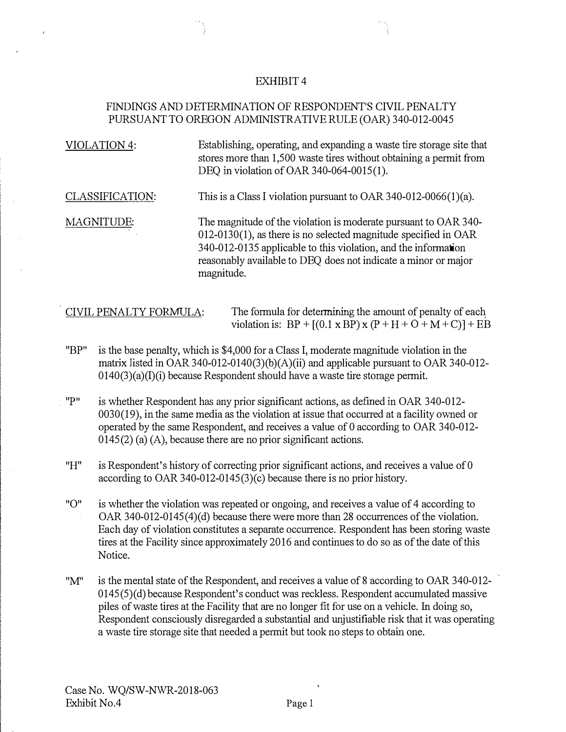# EXHIBIT 4

## FINDINGS AND DETERMINATION OF RESPONDENT'S CIVIL PENALTY PURSUANT TO OREGON ADMINISTRATIVE RULE (OAR) 340-012-0045

<u>VIOLATION 4</u>: Establishing, operating, and expanding a waste tire storage site that stores more than 1,500 waste tires without obtaining a permit from DEQ in violation of OAR 340-064-0015(1).

<u>CLASSIFICATION</u>: This is a Class I violation pursuant to OAR 340-012-0066(1)(a).

<u>MAGNITUDE</u>: The magnitude of the violation is moderate pursuant to OAR 340-012-0130(1), as there is no selected magnitude specified in OAR 340-012-0135 applicable to this violation, and the information reasonably available to DEQ does not indicate a minor or major magnitude.

<u>CIVIL PENALTY FORMULA</u>: The formula for determining the amount of penalty of each violation is: BP + [(0.1 x BP) x (P + H + O + M + C)] + EB

"BP" is the base penalty, which is $4,000 for a Class I, moderate magnitude violation in the matrix listed in OAR 340-012-0140(3)(b)(A)(ii) and applicable pursuant to OAR 340-012-0140(3)(a)(I)(i) because Respondent should have a waste tire storage permit.

"P" is whether Respondent has any prior significant actions, as defined in OAR 340-012-0030(19), in the same media as the violation at issue that occurred at a facility owned or operated by the same Respondent, and receives a value of 0 according to OAR 340-012-0145(2) (a) (A), because there are no prior significant actions.

"H" is Respondent's history of correcting prior significant actions, and receives a value of 0 according to OAR 340-012-0145(3)(c) because there is no prior history.

"O" is whether the violation was repeated or ongoing, and receives a value of 4 according to OAR 340-012-0145(4)(d) because there were more than 28 occurrences of the violation. Each day of violation constitutes a separate occurrence. Respondent has been storing waste tires at the Facility since approximately 2016 and continues to do so as of the date of this Notice.

"M" is the mental state of the Respondent, and receives a value of 8 according to OAR 340-012-0145(5)(d) because Respondent's conduct was reckless. Respondent accumulated massive piles of waste tires at the Facility that are no longer fit for use on a vehicle. In doing so, Respondent consciously disregarded a substantial and unjustifiable risk that it was operating a waste tire storage site that needed a permit but took no steps to obtain one.

Case No. WQ/SW-NWR-2018-063
Exhibit No.4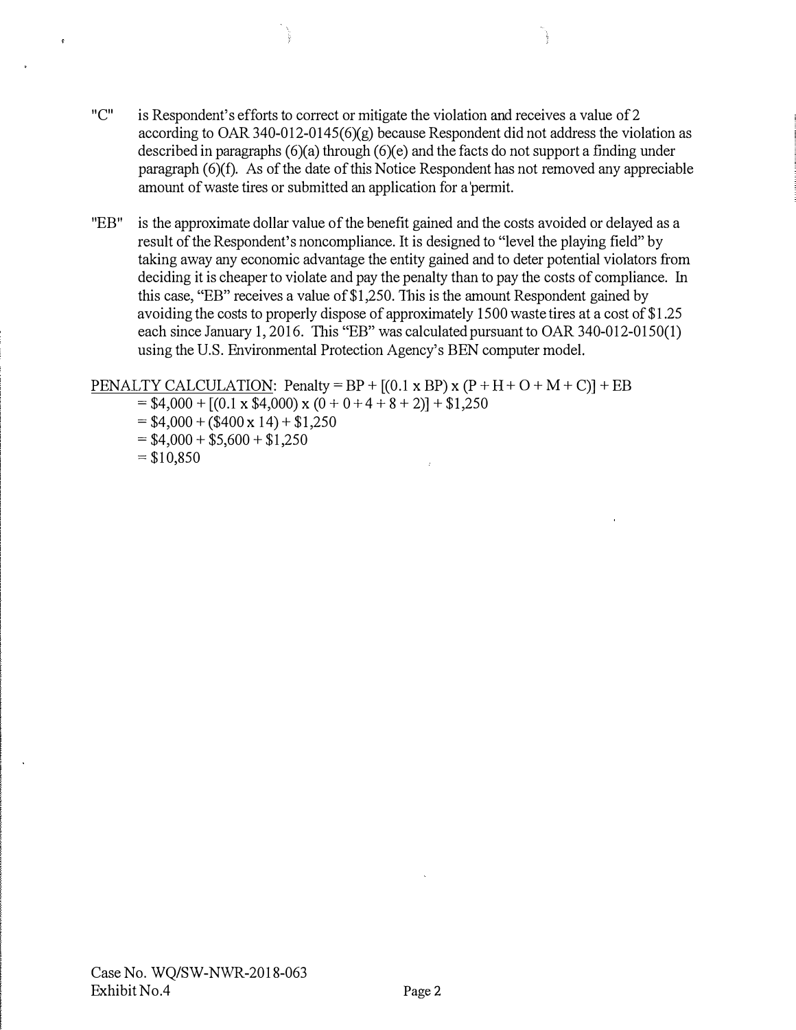"C" is Respondent's efforts to correct or mitigate the violation and receives a value of 2 according to OAR 340-012-0145(6)(g) because Respondent did not address the violation as described in paragraphs (6)(a) through (6)(e) and the facts do not support a finding under paragraph (6)(f). As of the date of this Notice Respondent has not removed any appreciable amount of waste tires or submitted an application for a permit.

"EB" is the approximate dollar value of the benefit gained and the costs avoided or delayed as a result of the Respondent's noncompliance. It is designed to "level the playing field" by taking away any economic advantage the entity gained and to deter potential violators from deciding it is cheaper to violate and pay the penalty than to pay the costs of compliance. In this case, "EB" receives a value of $1,250. This is the amount Respondent gained by avoiding the costs to properly dispose of approximately 1500 waste tires at a cost of $1.25 each since January 1, 2016. This "EB" was calculated pursuant to OAR 340-012-0150(1) using the U.S. Environmental Protection Agency's BEN computer model.

PENALTY CALCULATION: Penalty = BP + [(0.1 x BP) x (P + H + O + M + C)] + EB
= $4,000 + [(0.1 x $4,000) x (0 + 0 + 4 + 8 + 2)] + $1,250
= $4,000 + ($400 x 14) + $1,250
= $4,000 + $5,600 + $1,250
= $10,850

Case No. WQ/SW-NWR-2018-063
Exhibit No.4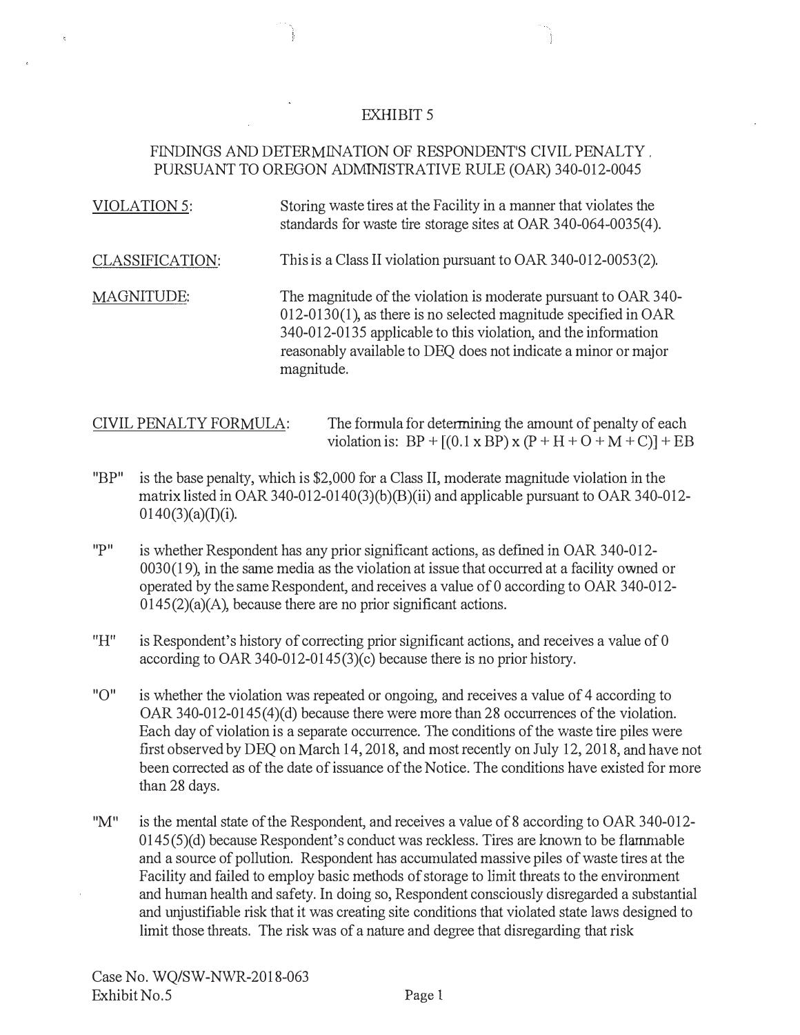# EXHIBIT 5

## FINDINGS AND DETERMINATION OF RESPONDENT'S CIVIL PENALTY PURSUANT TO OREGON ADMINISTRATIVE RULE (OAR) 340-012-0045

VIOLATION 5: Storing waste tires at the Facility in a manner that violates the standards for waste tire storage sites at OAR 340-064-0035(4).

CLASSIFICATION: This is a Class II violation pursuant to OAR 340-012-0053(2).

MAGNITUDE: The magnitude of the violation is moderate pursuant to OAR 340-012-0130(1), as there is no selected magnitude specified in OAR 340-012-0135 applicable to this violation, and the information reasonably available to DEQ does not indicate a minor or major magnitude.

CIVIL PENALTY FORMULA: The formula for determining the amount of penalty of each violation is: $BP + [(0.1 \times BP) \times (P + H + O + M + C)] + EB$

"BP" is the base penalty, which is $2,000 for a Class II, moderate magnitude violation in the matrix listed in OAR 340-012-0140(3)(b)(B)(ii) and applicable pursuant to OAR 340-012-0140(3)(a)(I)(i).

"P" is whether Respondent has any prior significant actions, as defined in OAR 340-012-0030(19), in the same media as the violation at issue that occurred at a facility owned or operated by the same Respondent, and receives a value of 0 according to OAR 340-012-0145(2)(a)(A), because there are no prior significant actions.

"H" is Respondent's history of correcting prior significant actions, and receives a value of 0 according to OAR 340-012-0145(3)(c) because there is no prior history.

"O" is whether the violation was repeated or ongoing, and receives a value of 4 according to OAR 340-012-0145(4)(d) because there were more than 28 occurrences of the violation. Each day of violation is a separate occurrence. The conditions of the waste tire piles were first observed by DEQ on March 14, 2018, and most recently on July 12, 2018, and have not been corrected as of the date of issuance of the Notice. The conditions have existed for more than 28 days.

"M" is the mental state of the Respondent, and receives a value of 8 according to OAR 340-012-0145(5)(d) because Respondent's conduct was reckless. Tires are known to be flammable and a source of pollution. Respondent has accumulated massive piles of waste tires at the Facility and failed to employ basic methods of storage to limit threats to the environment and human health and safety. In doing so, Respondent consciously disregarded a substantial and unjustifiable risk that it was creating site conditions that violated state laws designed to limit those threats. The risk was of a nature and degree that disregarding that risk

Case No. WQ/SW-NWR-2018-063
Exhibit No.5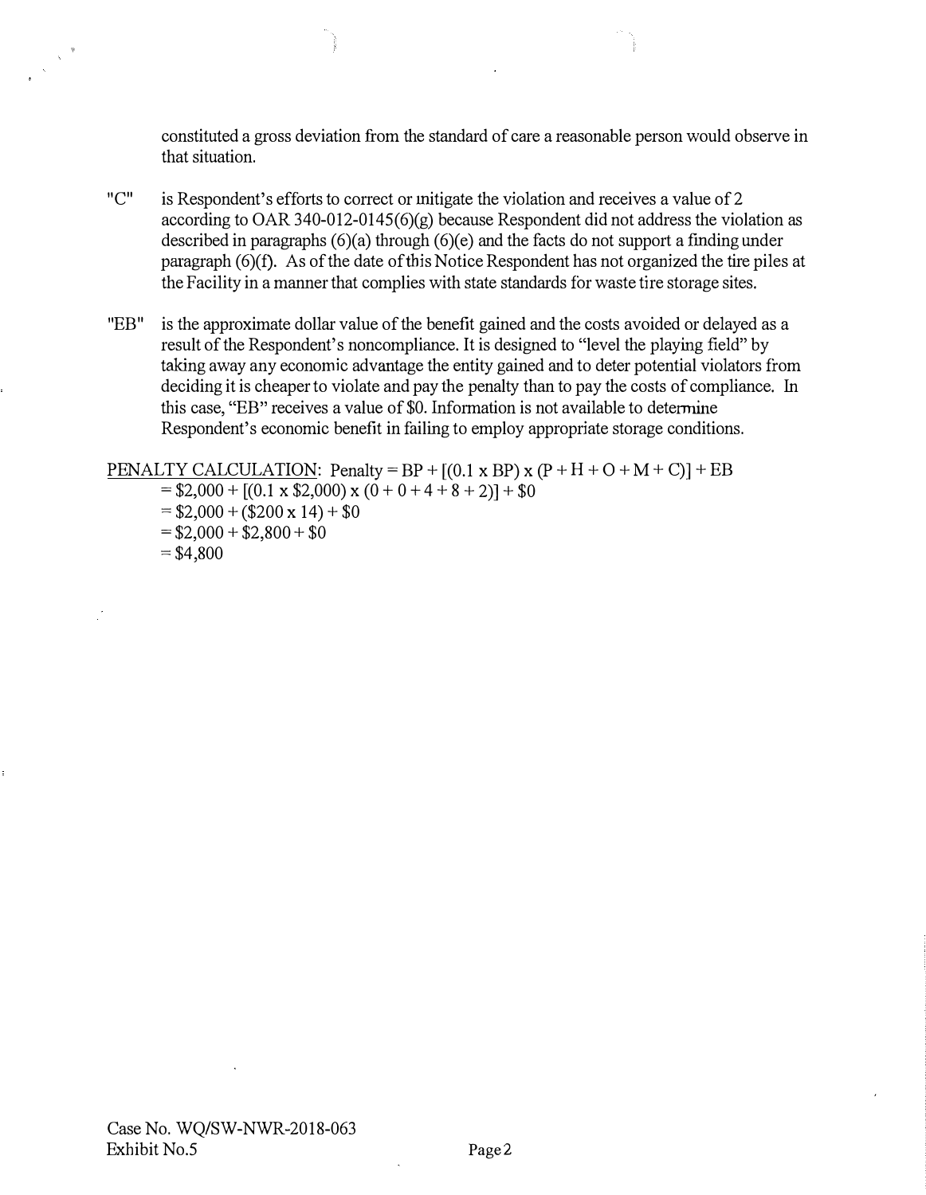constituted a gross deviation from the standard of care a reasonable person would observe in that situation.

"C" is Respondent's efforts to correct or mitigate the violation and receives a value of 2 according to OAR 340-012-0145(6)(g) because Respondent did not address the violation as described in paragraphs (6)(a) through (6)(e) and the facts do not support a finding under paragraph (6)(f). As of the date of this Notice Respondent has not organized the tire piles at the Facility in a manner that complies with state standards for waste tire storage sites.

"EB" is the approximate dollar value of the benefit gained and the costs avoided or delayed as a result of the Respondent's noncompliance. It is designed to "level the playing field" by taking away any economic advantage the entity gained and to deter potential violators from deciding it is cheaper to violate and pay the penalty than to pay the costs of compliance. In this case, "EB" receives a value of $0. Information is not available to determine Respondent's economic benefit in failing to employ appropriate storage conditions.

<u>PENALTY CALCULATION</u>: Penalty = BP + [(0.1 x BP) x (P + H + O + M + C)] + EB
= $2,000 + [(0.1 x $2,000) x (0 + 0 + 4 + 8 + 2)] + $0
= $2,000 + ($200 x 14) + $0
= $2,000 + $2,800 + $0
= $4,800

Case No. WQ/SW-NWR-2018-063
Exhibit No.5